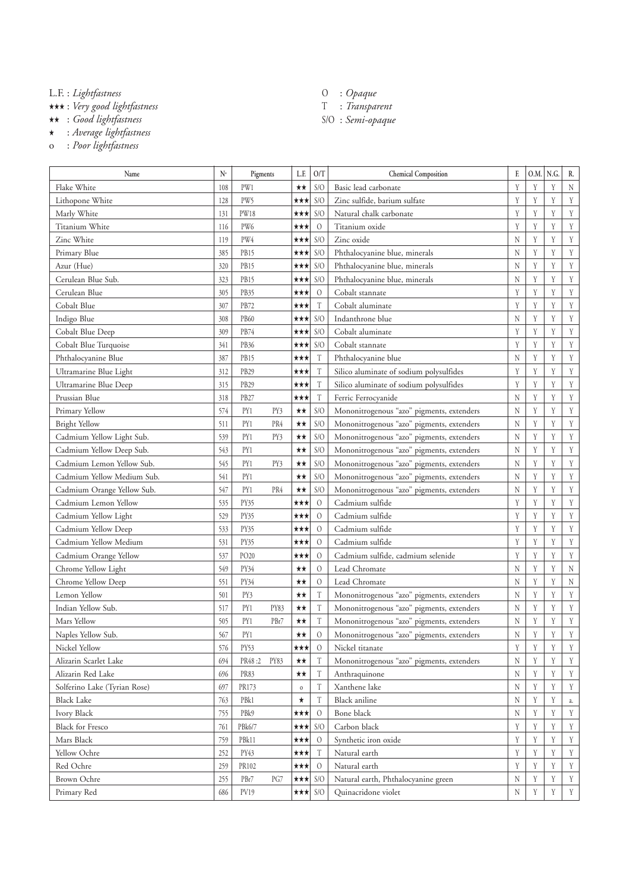L.F. : *Lightfastness*
★★★ : *Very good lightfastness*
★★ : *Good lightfastness*
★ : *Average lightfastness*
o : *Poor lightfastness*

O : *Opaque*
T : *Transparent*
S/O : *Semi-opaque*

| Name | N° | Pigments | | L.F. | O/T | Chemical Composition | F. | O.M. | N.G. | R. |
|---|---|---|---|---|---|---|---|---|---|---|
| Flake White | 108 | PW1 | | ★★ | S/O | Basic lead carbonate | Y | Y | Y | N |
| Lithopone White | 128 | PW5 | | ★★★ | S/O | Zinc sulfide, barium sulfate | Y | Y | Y | Y |
| Marly White | 131 | PW18 | | ★★★ | S/O | Natural chalk carbonate | Y | Y | Y | Y |
| Titanium White | 116 | PW6 | | ★★★ | O | Titanium oxide | Y | Y | Y | Y |
| Zinc White | 119 | PW4 | | ★★★ | S/O | Zinc oxide | N | Y | Y | Y |
| Primary Blue | 385 | PB15 | | ★★★ | S/O | Phthalocyanine blue, minerals | N | Y | Y | Y |
| Azur (Hue) | 320 | PB15 | | ★★★ | S/O | Phthalocyanine blue, minerals | N | Y | Y | Y |
| Cerulean Blue Sub. | 323 | PB15 | | ★★★ | S/O | Phthalocyanine blue, minerals | N | Y | Y | Y |
| Cerulean Blue | 305 | PB35 | | ★★★ | O | Cobalt stannate | Y | Y | Y | Y |
| Cobalt Blue | 307 | PB72 | | ★★★ | T | Cobalt aluminate | Y | Y | Y | Y |
| Indigo Blue | 308 | PB60 | | ★★★ | S/O | Indanthrone blue | N | Y | Y | Y |
| Cobalt Blue Deep | 309 | PB74 | | ★★★ | S/O | Cobalt aluminate | Y | Y | Y | Y |
| Cobalt Blue Turquoise | 341 | PB36 | | ★★★ | S/O | Cobalt stannate | Y | Y | Y | Y |
| Phthalocyanine Blue | 387 | PB15 | | ★★★ | T | Phthalocyanine blue | N | Y | Y | Y |
| Ultramarine Blue Light | 312 | PB29 | | ★★★ | T | Silico aluminate of sodium polysulfides | Y | Y | Y | Y |
| Ultramarine Blue Deep | 315 | PB29 | | ★★★ | T | Silico aluminate of sodium polysulfides | Y | Y | Y | Y |
| Prussian Blue | 318 | PB27 | | ★★★ | T | Ferric Ferrocyanide | N | Y | Y | Y |
| Primary Yellow | 574 | PY1 | PY3 | ★★ | S/O | Mononitrogenous "azo" pigments, extenders | N | Y | Y | Y |
| Bright Yellow | 511 | PY1 | PR4 | ★★ | S/O | Mononitrogenous "azo" pigments, extenders | N | Y | Y | Y |
| Cadmium Yellow Light Sub. | 539 | PY1 | PY3 | ★★ | S/O | Mononitrogenous "azo" pigments, extenders | N | Y | Y | Y |
| Cadmium Yellow Deep Sub. | 543 | PY1 | | ★★ | S/O | Mononitrogenous "azo" pigments, extenders | N | Y | Y | Y |
| Cadmium Lemon Yellow Sub. | 545 | PY1 | PY3 | ★★ | S/O | Mononitrogenous "azo" pigments, extenders | N | Y | Y | Y |
| Cadmium Yellow Medium Sub. | 541 | PY1 | | ★★ | S/O | Mononitrogenous "azo" pigments, extenders | N | Y | Y | Y |
| Cadmium Orange Yellow Sub. | 547 | PY1 | PR4 | ★★ | S/O | Mononitrogenous "azo" pigments, extenders | N | Y | Y | Y |
| Cadmium Lemon Yellow | 535 | PY35 | | ★★★ | O | Cadmium sulfide | Y | Y | Y | Y |
| Cadmium Yellow Light | 529 | PY35 | | ★★★ | O | Cadmium sulfide | Y | Y | Y | Y |
| Cadmium Yellow Deep | 533 | PY35 | | ★★★ | O | Cadmium sulfide | Y | Y | Y | Y |
| Cadmium Yellow Medium | 531 | PY35 | | ★★★ | O | Cadmium sulfide | Y | Y | Y | Y |
| Cadmium Orange Yellow | 537 | PO20 | | ★★★ | O | Cadmium sulfide, cadmium selenide | Y | Y | Y | Y |
| Chrome Yellow Light | 549 | PY34 | | ★★ | O | Lead Chromate | N | Y | Y | N |
| Chrome Yellow Deep | 551 | PY34 | | ★★ | O | Lead Chromate | N | Y | Y | N |
| Lemon Yellow | 501 | PY3 | | ★★ | T | Mononitrogenous "azo" pigments, extenders | N | Y | Y | Y |
| Indian Yellow Sub. | 517 | PY1 | PY83 | ★★ | T | Mononitrogenous "azo" pigments, extenders | N | Y | Y | Y |
| Mars Yellow | 505 | PY1 | PBr7 | ★★ | T | Mononitrogenous "azo" pigments, extenders | N | Y | Y | Y |
| Naples Yellow Sub. | 567 | PY1 | | ★★ | O | Mononitrogenous "azo" pigments, extenders | N | Y | Y | Y |
| Nickel Yellow | 576 | PY53 | | ★★★ | O | Nickel titanate | Y | Y | Y | Y |
| Alizarin Scarlet Lake | 694 | PR48 :2 | PY83 | ★★ | T | Mononitrogenous "azo" pigments, extenders | N | Y | Y | Y |
| Alizarin Red Lake | 696 | PR83 | | ★★ | T | Anthraquinone | N | Y | Y | Y |
| Solferino Lake (Tyrian Rose) | 697 | PR173 | | o | T | Xanthene lake | N | Y | Y | Y |
| Black Lake | 763 | PBk1 | | ★ | T | Black aniline | N | Y | Y | a. |
| Ivory Black | 755 | PBk9 | | ★★★ | O | Bone black | N | Y | Y | Y |
| Black for Fresco | 761 | PBk6/7 | | ★★★ | S/O | Carbon black | Y | Y | Y | Y |
| Mars Black | 759 | PBk11 | | ★★★ | O | Synthetic iron oxide | Y | Y | Y | Y |
| Yellow Ochre | 252 | PY43 | | ★★★ | T | Natural earth | Y | Y | Y | Y |
| Red Ochre | 259 | PR102 | | ★★★ | O | Natural earth | Y | Y | Y | Y |
| Brown Ochre | 255 | PBr7 | PG7 | ★★★ | S/O | Natural earth, Phthalocyanine green | N | Y | Y | Y |
| Primary Red | 686 | PV19 | | ★★★ | S/O | Quinacridone violet | N | Y | Y | Y |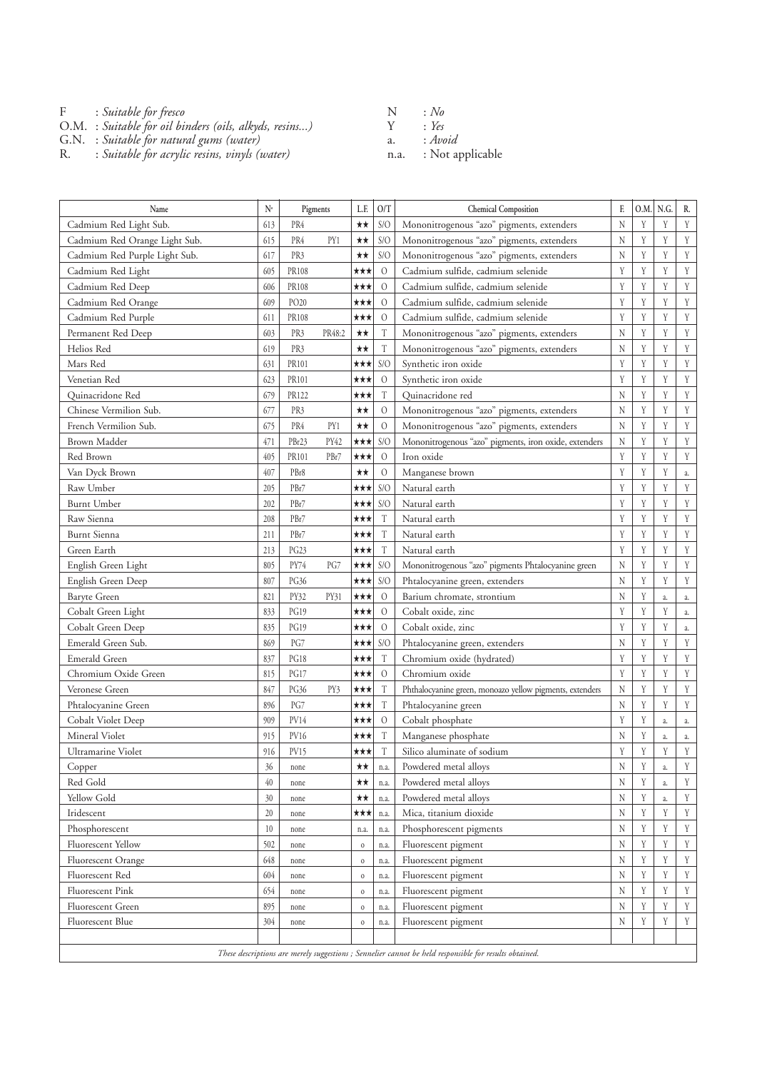F : *Suitable for fresco*
O.M. : *Suitable for oil binders (oils, alkyds, resins...)*
G.N. : *Suitable for natural gums (water)*
R. : *Suitable for acrylic resins, vinyls (water)*

N : *No*
Y : *Yes*
a. : *Avoid*
n.a. : Not applicable

| Name | N° | Pigments | | L.F. | O/T | Chemical Composition | F. | O.M. | N.G. | R. |
|---|---|---|---|---|---|---|---|---|---|---|
| Cadmium Red Light Sub. | 613 | PR4 | | ★★ | S/O | Mononitrogenous "azo" pigments, extenders | N | Y | Y | Y |
| Cadmium Red Orange Light Sub. | 615 | PR4 | PY1 | ★★ | S/O | Mononitrogenous "azo" pigments, extenders | N | Y | Y | Y |
| Cadmium Red Purple Light Sub. | 617 | PR3 | | ★★ | S/O | Mononitrogenous "azo" pigments, extenders | N | Y | Y | Y |
| Cadmium Red Light | 605 | PR108 | | ★★★ | O | Cadmium sulfide, cadmium selenide | Y | Y | Y | Y |
| Cadmium Red Deep | 606 | PR108 | | ★★★ | O | Cadmium sulfide, cadmium selenide | Y | Y | Y | Y |
| Cadmium Red Orange | 609 | PO20 | | ★★★ | O | Cadmium sulfide, cadmium selenide | Y | Y | Y | Y |
| Cadmium Red Purple | 611 | PR108 | | ★★★ | O | Cadmium sulfide, cadmium selenide | Y | Y | Y | Y |
| Permanent Red Deep | 603 | PR3 | PR48:2 | ★★ | T | Mononitrogenous "azo" pigments, extenders | N | Y | Y | Y |
| Helios Red | 619 | PR3 | | ★★ | T | Mononitrogenous "azo" pigments, extenders | N | Y | Y | Y |
| Mars Red | 631 | PR101 | | ★★★ | S/O | Synthetic iron oxide | Y | Y | Y | Y |
| Venetian Red | 623 | PR101 | | ★★★ | O | Synthetic iron oxide | Y | Y | Y | Y |
| Quinacridone Red | 679 | PR122 | | ★★★ | T | Quinacridone red | N | Y | Y | Y |
| Chinese Vermilion Sub. | 677 | PR3 | | ★★ | O | Mononitrogenous "azo" pigments, extenders | N | Y | Y | Y |
| French Vermilion Sub. | 675 | PR4 | PY1 | ★★ | O | Mononitrogenous "azo" pigments, extenders | N | Y | Y | Y |
| Brown Madder | 471 | PBr23 | PY42 | ★★★ | S/O | Mononitrogenous "azo" pigments, iron oxide, extenders | N | Y | Y | Y |
| Red Brown | 405 | PR101 | PBr7 | ★★★ | O | Iron oxide | Y | Y | Y | Y |
| Van Dyck Brown | 407 | PBr8 | | ★★ | O | Manganese brown | Y | Y | Y | a. |
| Raw Umber | 205 | PBr7 | | ★★★ | S/O | Natural earth | Y | Y | Y | Y |
| Burnt Umber | 202 | PBr7 | | ★★★ | S/O | Natural earth | Y | Y | Y | Y |
| Raw Sienna | 208 | PBr7 | | ★★★ | T | Natural earth | Y | Y | Y | Y |
| Burnt Sienna | 211 | PBr7 | | ★★★ | T | Natural earth | Y | Y | Y | Y |
| Green Earth | 213 | PG23 | | ★★★ | T | Natural earth | Y | Y | Y | Y |
| English Green Light | 805 | PY74 | PG7 | ★★★ | S/O | Mononitrogenous "azo" pigments Phtalocyanine green | N | Y | Y | Y |
| English Green Deep | 807 | PG36 | | ★★★ | S/O | Phtalocyanine green, extenders | N | Y | Y | Y |
| Baryte Green | 821 | PY32 | PY31 | ★★★ | O | Barium chromate, strontium | N | Y | a. | a. |
| Cobalt Green Light | 833 | PG19 | | ★★★ | O | Cobalt oxide, zinc | Y | Y | Y | a. |
| Cobalt Green Deep | 835 | PG19 | | ★★★ | O | Cobalt oxide, zinc | Y | Y | Y | a. |
| Emerald Green Sub. | 869 | PG7 | | ★★★ | S/O | Phtalocyanine green, extenders | N | Y | Y | Y |
| Emerald Green | 837 | PG18 | | ★★★ | T | Chromium oxide (hydrated) | Y | Y | Y | Y |
| Chromium Oxide Green | 815 | PG17 | | ★★★ | O | Chromium oxide | Y | Y | Y | Y |
| Veronese Green | 847 | PG36 | PY3 | ★★★ | T | Phthalocyanine green, monoazo yellow pigments, extenders | N | Y | Y | Y |
| Phtalocyanine Green | 896 | PG7 | | ★★★ | T | Phtalocyanine green | N | Y | Y | Y |
| Cobalt Violet Deep | 909 | PV14 | | ★★★ | O | Cobalt phosphate | Y | Y | a. | a. |
| Mineral Violet | 915 | PV16 | | ★★★ | T | Manganese phosphate | N | Y | a. | a. |
| Ultramarine Violet | 916 | PV15 | | ★★★ | T | Silico aluminate of sodium | Y | Y | Y | Y |
| Copper | 36 | none | | ★★ | n.a. | Powdered metal alloys | N | Y | a. | Y |
| Red Gold | 40 | none | | ★★ | n.a. | Powdered metal alloys | N | Y | a. | Y |
| Yellow Gold | 30 | none | | ★★ | n.a. | Powdered metal alloys | N | Y | a. | Y |
| Iridescent | 20 | none | | ★★★ | n.a. | Mica, titanium dioxide | N | Y | Y | Y |
| Phosphorescent | 10 | none | | n.a. | n.a. | Phosphorescent pigments | N | Y | Y | Y |
| Fluorescent Yellow | 502 | none | | o | n.a. | Fluorescent pigment | N | Y | Y | Y |
| Fluorescent Orange | 648 | none | | o | n.a. | Fluorescent pigment | N | Y | Y | Y |
| Fluorescent Red | 604 | none | | o | n.a. | Fluorescent pigment | N | Y | Y | Y |
| Fluorescent Pink | 654 | none | | o | n.a. | Fluorescent pigment | N | Y | Y | Y |
| Fluorescent Green | 895 | none | | o | n.a. | Fluorescent pigment | N | Y | Y | Y |
| Fluorescent Blue | 304 | none | | o | n.a. | Fluorescent pigment | N | Y | Y | Y |

*These descriptions are merely suggestions ; Sennelier cannot be held responsible for results obtained.*